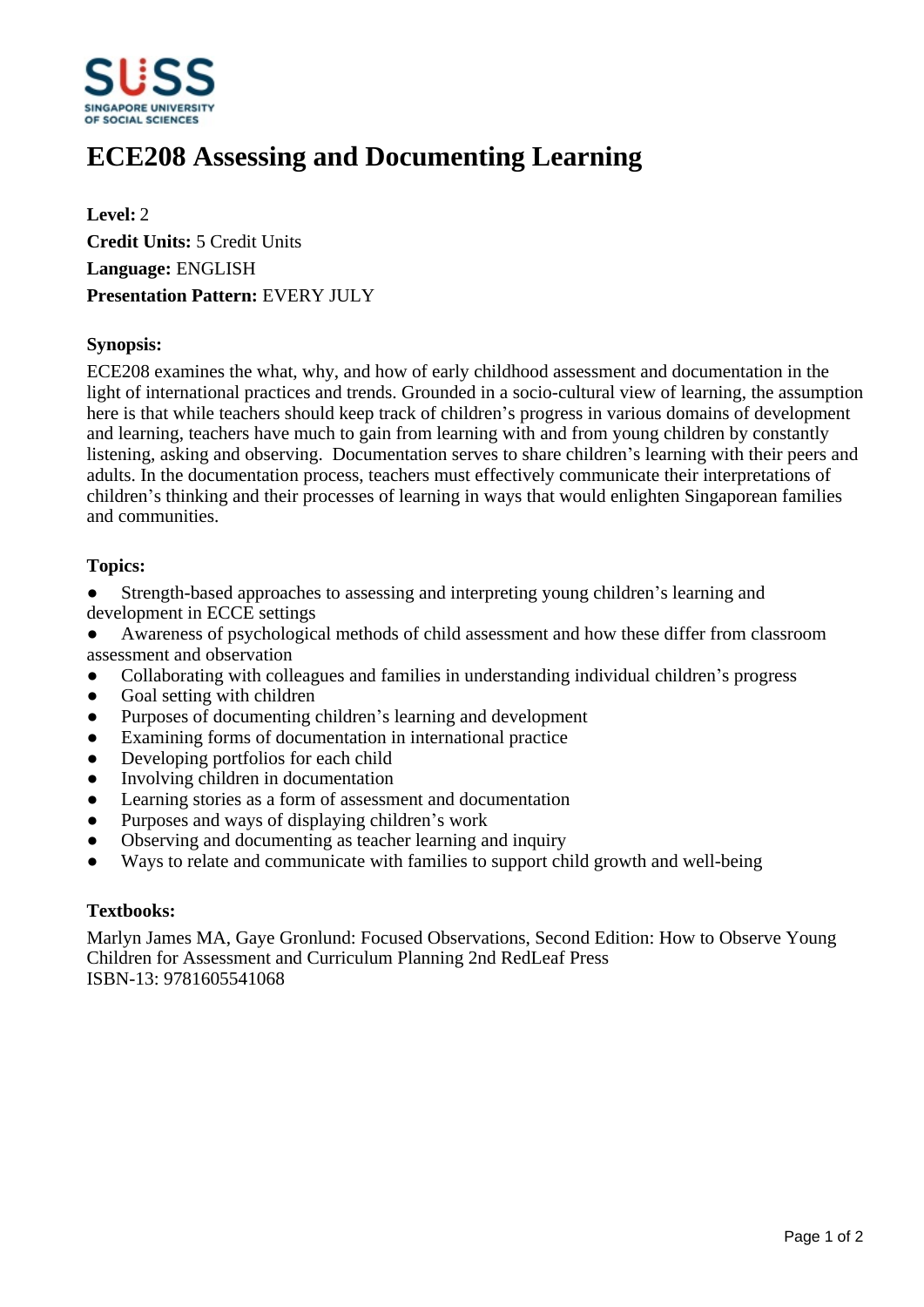# ECE208 Assessing and Documenting Learning

**Level:** 2
**Credit Units:** 5 Credit Units
**Language:** ENGLISH
**Presentation Pattern:** EVERY JULY

**Synopsis:**

ECE208 examines the what, why, and how of early childhood assessment and documentation in the light of international practices and trends. Grounded in a socio-cultural view of learning, the assumption here is that while teachers should keep track of children's progress in various domains of development and learning, teachers have much to gain from learning with and from young children by constantly listening, asking and observing. Documentation serves to share children's learning with their peers and adults. In the documentation process, teachers must effectively communicate their interpretations of children's thinking and their processes of learning in ways that would enlighten Singaporean families and communities.

**Topics:**

- Strength-based approaches to assessing and interpreting young children's learning and development in ECCE settings
- Awareness of psychological methods of child assessment and how these differ from classroom assessment and observation
- Collaborating with colleagues and families in understanding individual children's progress
- Goal setting with children
- Purposes of documenting children's learning and development
- Examining forms of documentation in international practice
- Developing portfolios for each child
- Involving children in documentation
- Learning stories as a form of assessment and documentation
- Purposes and ways of displaying children's work
- Observing and documenting as teacher learning and inquiry
- Ways to relate and communicate with families to support child growth and well-being

**Textbooks:**

Marlyn James MA, Gaye Gronlund: Focused Observations, Second Edition: How to Observe Young Children for Assessment and Curriculum Planning 2nd RedLeaf Press
ISBN-13: 9781605541068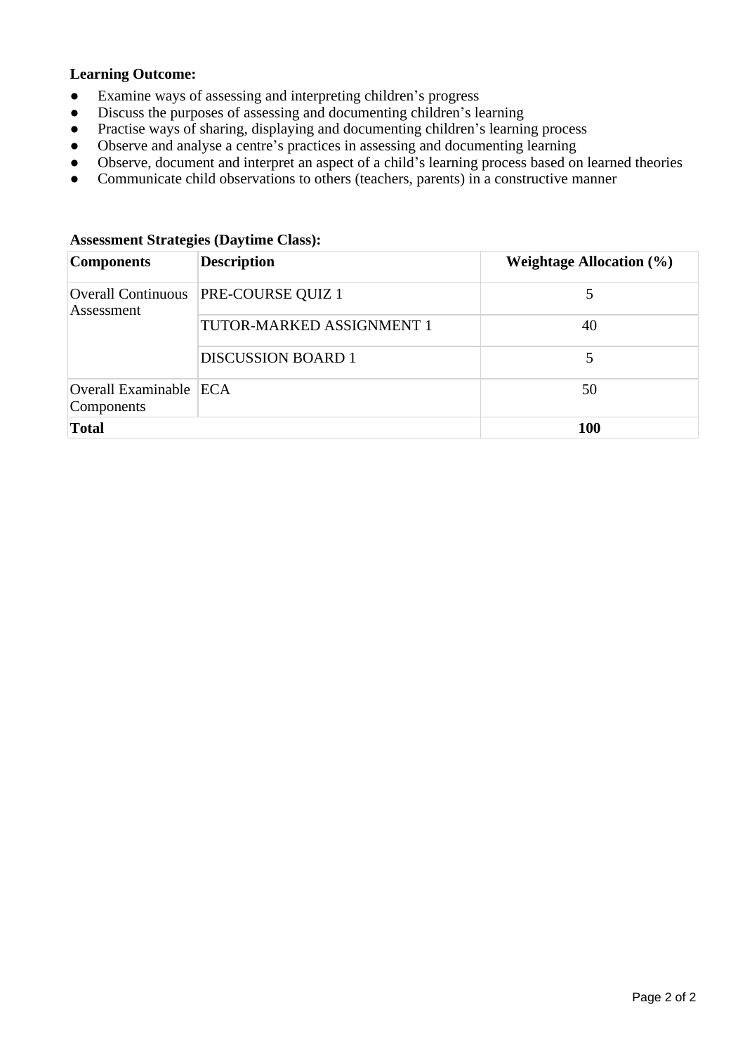**Learning Outcome:**

- Examine ways of assessing and interpreting children's progress
- Discuss the purposes of assessing and documenting children's learning
- Practise ways of sharing, displaying and documenting children's learning process
- Observe and analyse a centre's practices in assessing and documenting learning
- Observe, document and interpret an aspect of a child's learning process based on learned theories
- Communicate child observations to others (teachers, parents) in a constructive manner

**Assessment Strategies (Daytime Class):**

| Components | Description | Weightage Allocation (%) |
|---|---|---|
| Overall Continuous Assessment | PRE-COURSE QUIZ 1 | 5 |
| | TUTOR-MARKED ASSIGNMENT 1 | 40 |
| | DISCUSSION BOARD 1 | 5 |
| Overall Examinable Components | ECA | 50 |
| **Total** | | **100** |